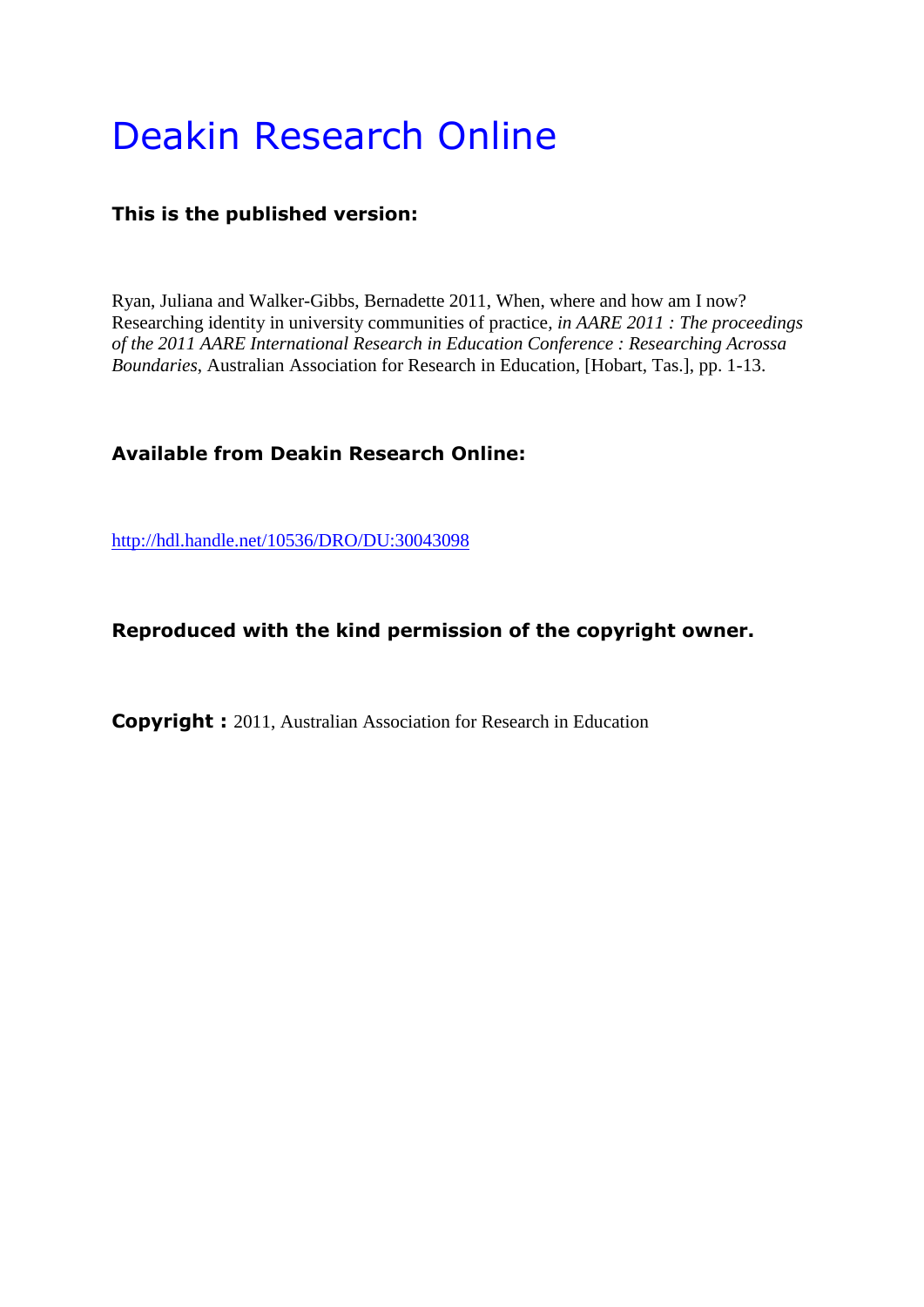# Deakin Research Online

**This is the published version:**

Ryan, Juliana and Walker-Gibbs, Bernadette 2011, When, where and how am I now? Researching identity in university communities of practice, *in AARE 2011 : The proceedings of the 2011 AARE International Research in Education Conference : Researching Acrossa Boundaries*, Australian Association for Research in Education, [Hobart, Tas.], pp. 1-13.

**Available from Deakin Research Online:**

http://hdl.handle.net/10536/DRO/DU:30043098

**Reproduced with the kind permission of the copyright owner.**

**Copyright :** 2011, Australian Association for Research in Education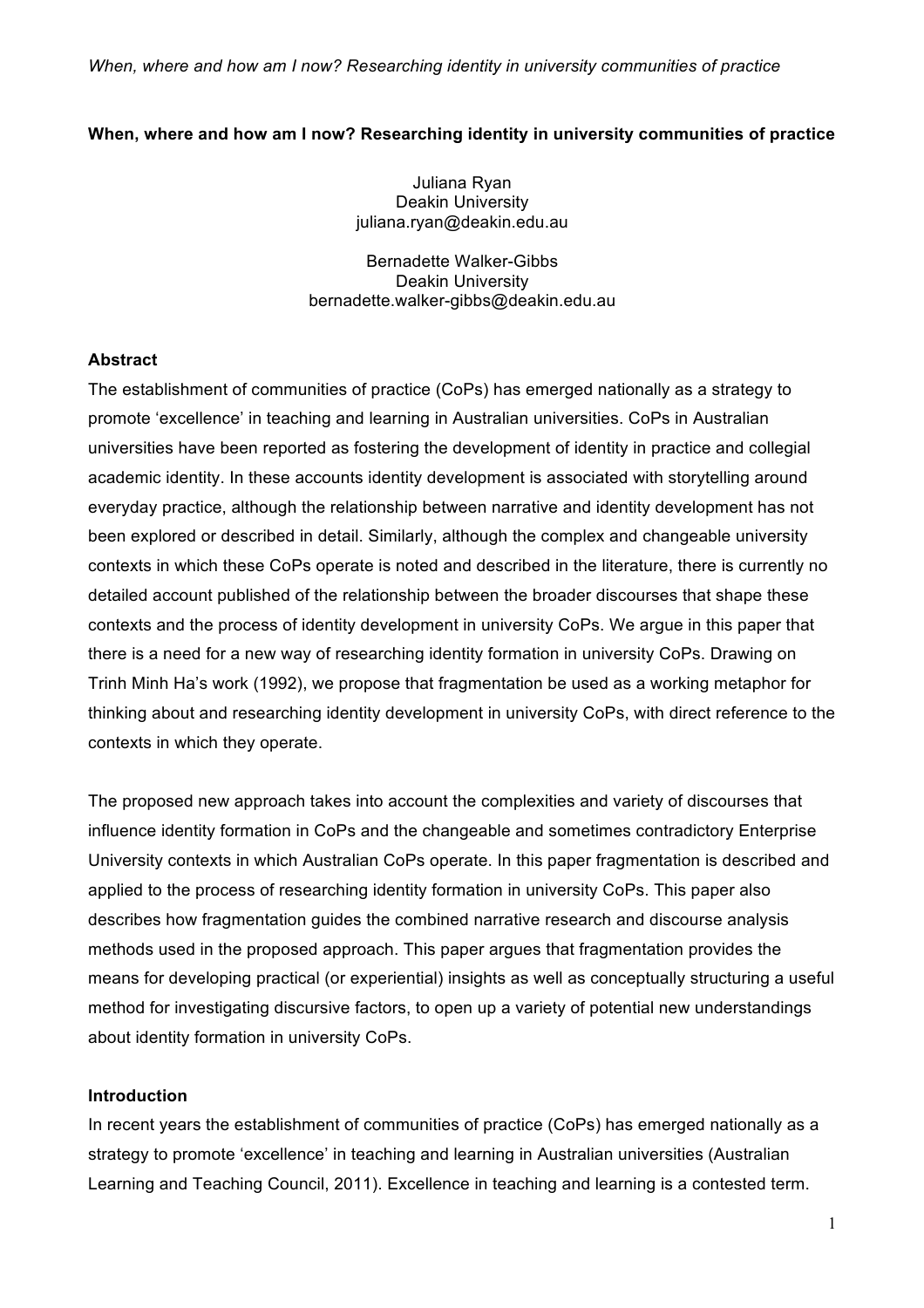**When, where and how am I now? Researching identity in university communities of practice**

Juliana Ryan
Deakin University
juliana.ryan@deakin.edu.au

Bernadette Walker-Gibbs
Deakin University
bernadette.walker-gibbs@deakin.edu.au

## Abstract

The establishment of communities of practice (CoPs) has emerged nationally as a strategy to promote 'excellence' in teaching and learning in Australian universities. CoPs in Australian universities have been reported as fostering the development of identity in practice and collegial academic identity. In these accounts identity development is associated with storytelling around everyday practice, although the relationship between narrative and identity development has not been explored or described in detail. Similarly, although the complex and changeable university contexts in which these CoPs operate is noted and described in the literature, there is currently no detailed account published of the relationship between the broader discourses that shape these contexts and the process of identity development in university CoPs. We argue in this paper that there is a need for a new way of researching identity formation in university CoPs. Drawing on Trinh Minh Ha's work (1992), we propose that fragmentation be used as a working metaphor for thinking about and researching identity development in university CoPs, with direct reference to the contexts in which they operate.

The proposed new approach takes into account the complexities and variety of discourses that influence identity formation in CoPs and the changeable and sometimes contradictory Enterprise University contexts in which Australian CoPs operate. In this paper fragmentation is described and applied to the process of researching identity formation in university CoPs. This paper also describes how fragmentation guides the combined narrative research and discourse analysis methods used in the proposed approach. This paper argues that fragmentation provides the means for developing practical (or experiential) insights as well as conceptually structuring a useful method for investigating discursive factors, to open up a variety of potential new understandings about identity formation in university CoPs.

## Introduction

In recent years the establishment of communities of practice (CoPs) has emerged nationally as a strategy to promote 'excellence' in teaching and learning in Australian universities (Australian Learning and Teaching Council, 2011). Excellence in teaching and learning is a contested term.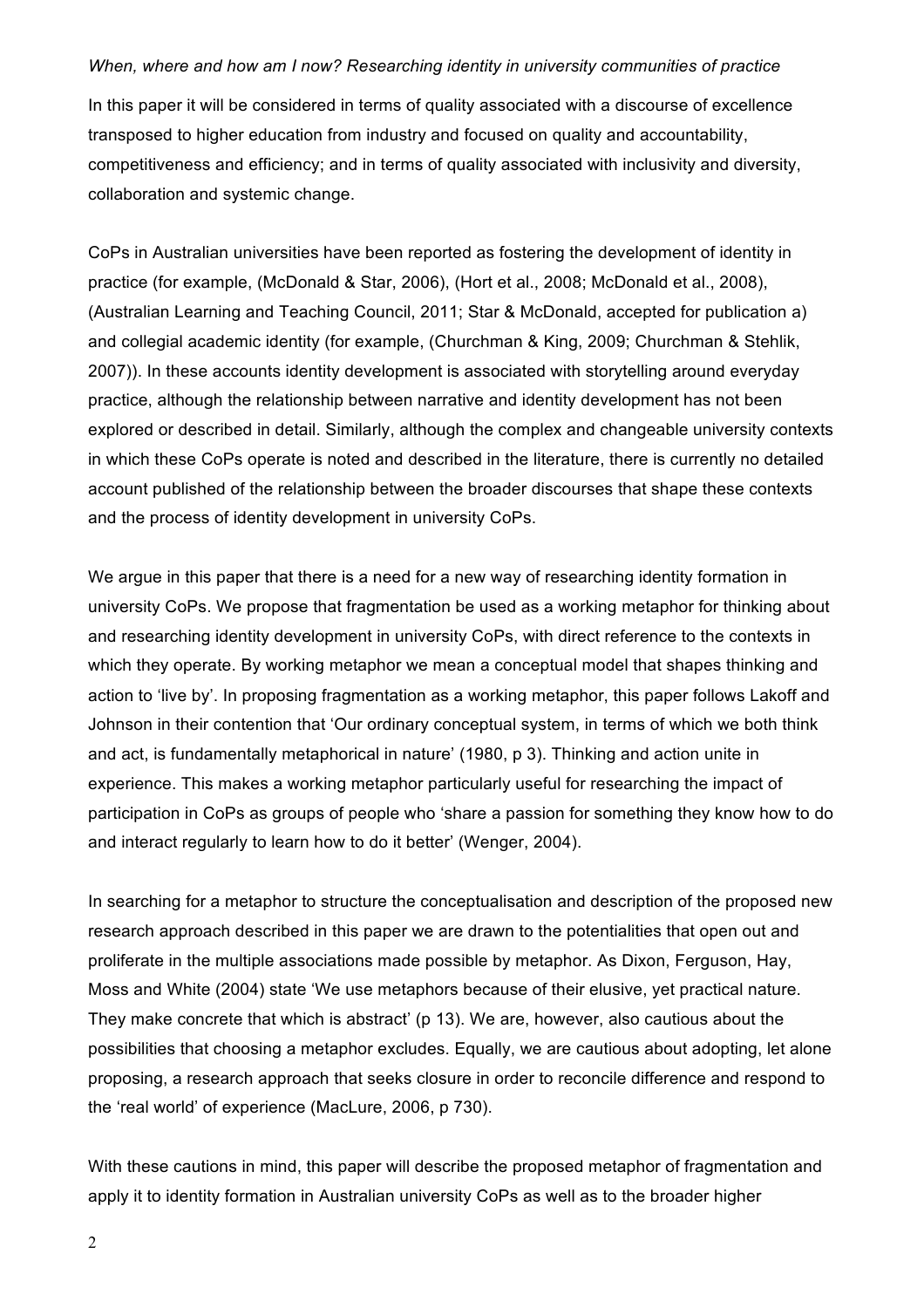*When, where and how am I now? Researching identity in university communities of practice*

In this paper it will be considered in terms of quality associated with a discourse of excellence transposed to higher education from industry and focused on quality and accountability, competitiveness and efficiency; and in terms of quality associated with inclusivity and diversity, collaboration and systemic change.

CoPs in Australian universities have been reported as fostering the development of identity in practice (for example, (McDonald & Star, 2006), (Hort et al., 2008; McDonald et al., 2008), (Australian Learning and Teaching Council, 2011; Star & McDonald, accepted for publication a) and collegial academic identity (for example, (Churchman & King, 2009; Churchman & Stehlik, 2007)). In these accounts identity development is associated with storytelling around everyday practice, although the relationship between narrative and identity development has not been explored or described in detail. Similarly, although the complex and changeable university contexts in which these CoPs operate is noted and described in the literature, there is currently no detailed account published of the relationship between the broader discourses that shape these contexts and the process of identity development in university CoPs.

We argue in this paper that there is a need for a new way of researching identity formation in university CoPs. We propose that fragmentation be used as a working metaphor for thinking about and researching identity development in university CoPs, with direct reference to the contexts in which they operate. By working metaphor we mean a conceptual model that shapes thinking and action to 'live by'. In proposing fragmentation as a working metaphor, this paper follows Lakoff and Johnson in their contention that 'Our ordinary conceptual system, in terms of which we both think and act, is fundamentally metaphorical in nature' (1980, p 3). Thinking and action unite in experience. This makes a working metaphor particularly useful for researching the impact of participation in CoPs as groups of people who 'share a passion for something they know how to do and interact regularly to learn how to do it better' (Wenger, 2004).

In searching for a metaphor to structure the conceptualisation and description of the proposed new research approach described in this paper we are drawn to the potentialities that open out and proliferate in the multiple associations made possible by metaphor. As Dixon, Ferguson, Hay, Moss and White (2004) state 'We use metaphors because of their elusive, yet practical nature. They make concrete that which is abstract' (p 13). We are, however, also cautious about the possibilities that choosing a metaphor excludes. Equally, we are cautious about adopting, let alone proposing, a research approach that seeks closure in order to reconcile difference and respond to the 'real world' of experience (MacLure, 2006, p 730).

With these cautions in mind, this paper will describe the proposed metaphor of fragmentation and apply it to identity formation in Australian university CoPs as well as to the broader higher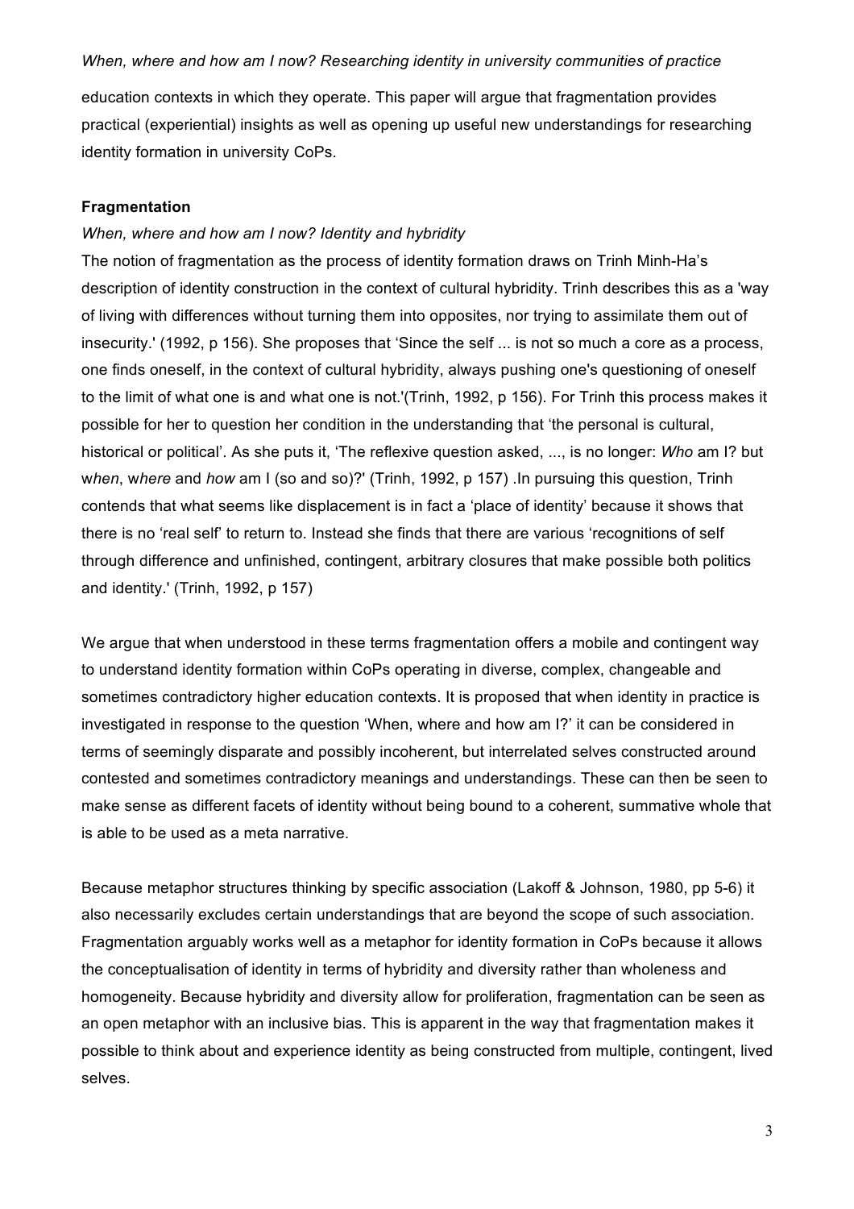education contexts in which they operate. This paper will argue that fragmentation provides practical (experiential) insights as well as opening up useful new understandings for researching identity formation in university CoPs.

## Fragmentation

### *When, where and how am I now? Identity and hybridity*

The notion of fragmentation as the process of identity formation draws on Trinh Minh-Ha's description of identity construction in the context of cultural hybridity. Trinh describes this as a 'way of living with differences without turning them into opposites, nor trying to assimilate them out of insecurity.' (1992, p 156). She proposes that 'Since the self ... is not so much a core as a process, one finds oneself, in the context of cultural hybridity, always pushing one's questioning of oneself to the limit of what one is and what one is not.'(Trinh, 1992, p 156). For Trinh this process makes it possible for her to question her condition in the understanding that 'the personal is cultural, historical or political'. As she puts it, 'The reflexive question asked, ..., is no longer: *Who* am I? but w*hen*, w*here* and *how* am I (so and so)?' (Trinh, 1992, p 157) .In pursuing this question, Trinh contends that what seems like displacement is in fact a 'place of identity' because it shows that there is no 'real self' to return to. Instead she finds that there are various 'recognitions of self through difference and unfinished, contingent, arbitrary closures that make possible both politics and identity.' (Trinh, 1992, p 157)

We argue that when understood in these terms fragmentation offers a mobile and contingent way to understand identity formation within CoPs operating in diverse, complex, changeable and sometimes contradictory higher education contexts. It is proposed that when identity in practice is investigated in response to the question 'When, where and how am I?' it can be considered in terms of seemingly disparate and possibly incoherent, but interrelated selves constructed around contested and sometimes contradictory meanings and understandings. These can then be seen to make sense as different facets of identity without being bound to a coherent, summative whole that is able to be used as a meta narrative.

Because metaphor structures thinking by specific association (Lakoff & Johnson, 1980, pp 5-6) it also necessarily excludes certain understandings that are beyond the scope of such association. Fragmentation arguably works well as a metaphor for identity formation in CoPs because it allows the conceptualisation of identity in terms of hybridity and diversity rather than wholeness and homogeneity. Because hybridity and diversity allow for proliferation, fragmentation can be seen as an open metaphor with an inclusive bias. This is apparent in the way that fragmentation makes it possible to think about and experience identity as being constructed from multiple, contingent, lived selves.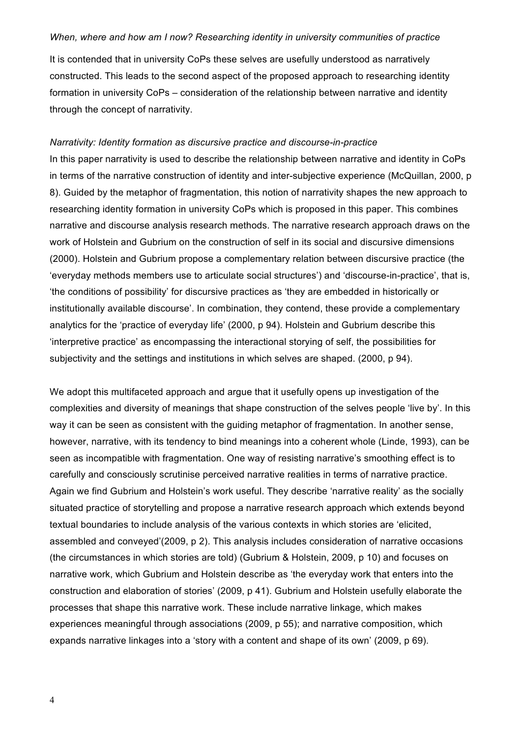*When, where and how am I now? Researching identity in university communities of practice*

It is contended that in university CoPs these selves are usefully understood as narratively constructed. This leads to the second aspect of the proposed approach to researching identity formation in university CoPs – consideration of the relationship between narrative and identity through the concept of narrativity.

*Narrativity: Identity formation as discursive practice and discourse-in-practice*

In this paper narrativity is used to describe the relationship between narrative and identity in CoPs in terms of the narrative construction of identity and inter-subjective experience (McQuillan, 2000, p 8). Guided by the metaphor of fragmentation, this notion of narrativity shapes the new approach to researching identity formation in university CoPs which is proposed in this paper. This combines narrative and discourse analysis research methods. The narrative research approach draws on the work of Holstein and Gubrium on the construction of self in its social and discursive dimensions (2000). Holstein and Gubrium propose a complementary relation between discursive practice (the 'everyday methods members use to articulate social structures') and 'discourse-in-practice', that is, 'the conditions of possibility' for discursive practices as 'they are embedded in historically or institutionally available discourse'. In combination, they contend, these provide a complementary analytics for the 'practice of everyday life' (2000, p 94). Holstein and Gubrium describe this 'interpretive practice' as encompassing the interactional storying of self, the possibilities for subjectivity and the settings and institutions in which selves are shaped. (2000, p 94).

We adopt this multifaceted approach and argue that it usefully opens up investigation of the complexities and diversity of meanings that shape construction of the selves people 'live by'. In this way it can be seen as consistent with the guiding metaphor of fragmentation. In another sense, however, narrative, with its tendency to bind meanings into a coherent whole (Linde, 1993), can be seen as incompatible with fragmentation. One way of resisting narrative's smoothing effect is to carefully and consciously scrutinise perceived narrative realities in terms of narrative practice. Again we find Gubrium and Holstein's work useful. They describe 'narrative reality' as the socially situated practice of storytelling and propose a narrative research approach which extends beyond textual boundaries to include analysis of the various contexts in which stories are 'elicited, assembled and conveyed'(2009, p 2). This analysis includes consideration of narrative occasions (the circumstances in which stories are told) (Gubrium & Holstein, 2009, p 10) and focuses on narrative work, which Gubrium and Holstein describe as 'the everyday work that enters into the construction and elaboration of stories' (2009, p 41). Gubrium and Holstein usefully elaborate the processes that shape this narrative work. These include narrative linkage, which makes experiences meaningful through associations (2009, p 55); and narrative composition, which expands narrative linkages into a 'story with a content and shape of its own' (2009, p 69).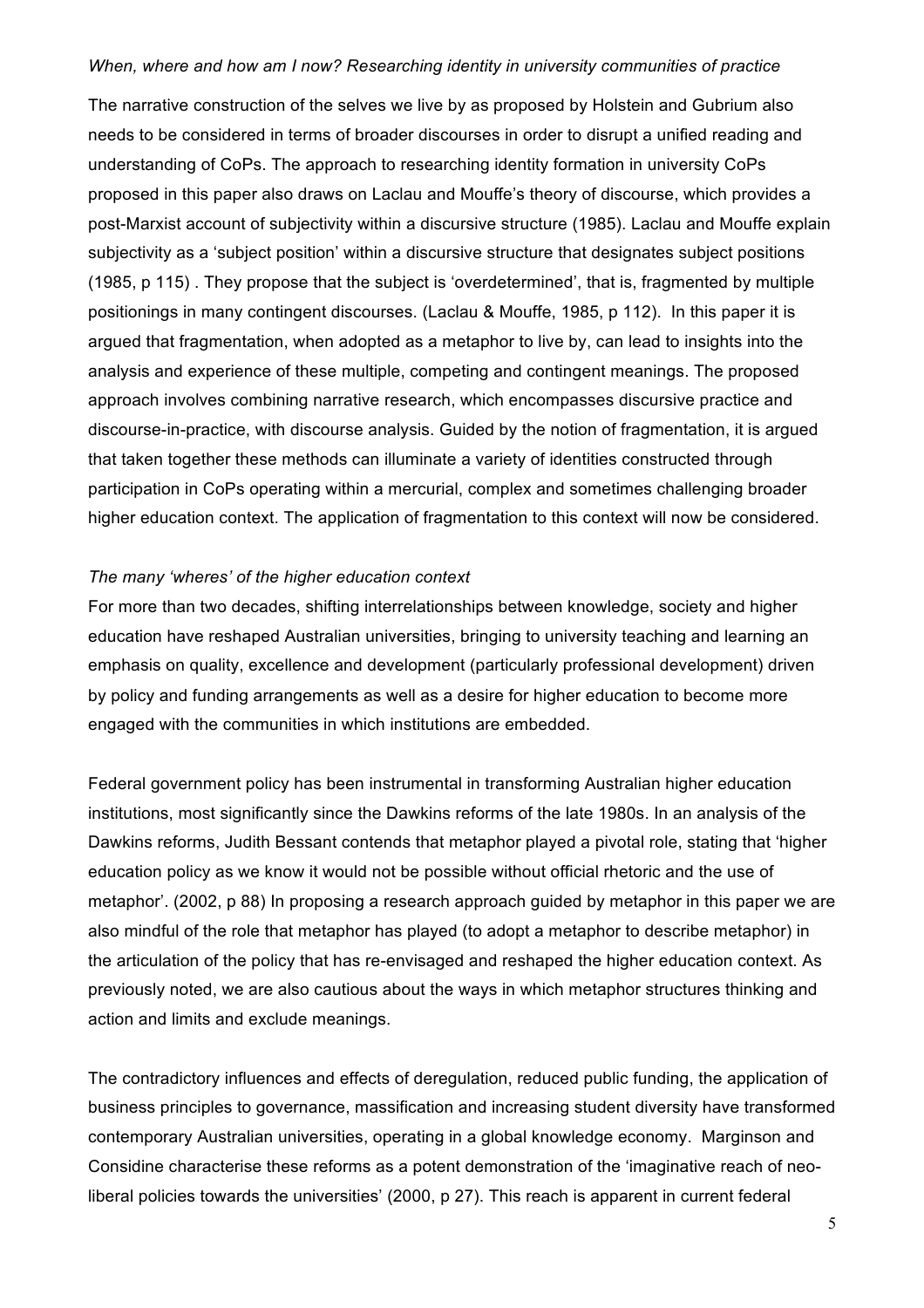*When, where and how am I now? Researching identity in university communities of practice*

The narrative construction of the selves we live by as proposed by Holstein and Gubrium also needs to be considered in terms of broader discourses in order to disrupt a unified reading and understanding of CoPs. The approach to researching identity formation in university CoPs proposed in this paper also draws on Laclau and Mouffe's theory of discourse, which provides a post-Marxist account of subjectivity within a discursive structure (1985). Laclau and Mouffe explain subjectivity as a 'subject position' within a discursive structure that designates subject positions (1985, p 115) . They propose that the subject is 'overdetermined', that is, fragmented by multiple positionings in many contingent discourses. (Laclau & Mouffe, 1985, p 112). In this paper it is argued that fragmentation, when adopted as a metaphor to live by, can lead to insights into the analysis and experience of these multiple, competing and contingent meanings. The proposed approach involves combining narrative research, which encompasses discursive practice and discourse-in-practice, with discourse analysis. Guided by the notion of fragmentation, it is argued that taken together these methods can illuminate a variety of identities constructed through participation in CoPs operating within a mercurial, complex and sometimes challenging broader higher education context. The application of fragmentation to this context will now be considered.

*The many 'wheres' of the higher education context*

For more than two decades, shifting interrelationships between knowledge, society and higher education have reshaped Australian universities, bringing to university teaching and learning an emphasis on quality, excellence and development (particularly professional development) driven by policy and funding arrangements as well as a desire for higher education to become more engaged with the communities in which institutions are embedded.

Federal government policy has been instrumental in transforming Australian higher education institutions, most significantly since the Dawkins reforms of the late 1980s. In an analysis of the Dawkins reforms, Judith Bessant contends that metaphor played a pivotal role, stating that 'higher education policy as we know it would not be possible without official rhetoric and the use of metaphor'. (2002, p 88) In proposing a research approach guided by metaphor in this paper we are also mindful of the role that metaphor has played (to adopt a metaphor to describe metaphor) in the articulation of the policy that has re-envisaged and reshaped the higher education context. As previously noted, we are also cautious about the ways in which metaphor structures thinking and action and limits and exclude meanings.

The contradictory influences and effects of deregulation, reduced public funding, the application of business principles to governance, massification and increasing student diversity have transformed contemporary Australian universities, operating in a global knowledge economy. Marginson and Considine characterise these reforms as a potent demonstration of the 'imaginative reach of neo-liberal policies towards the universities' (2000, p 27). This reach is apparent in current federal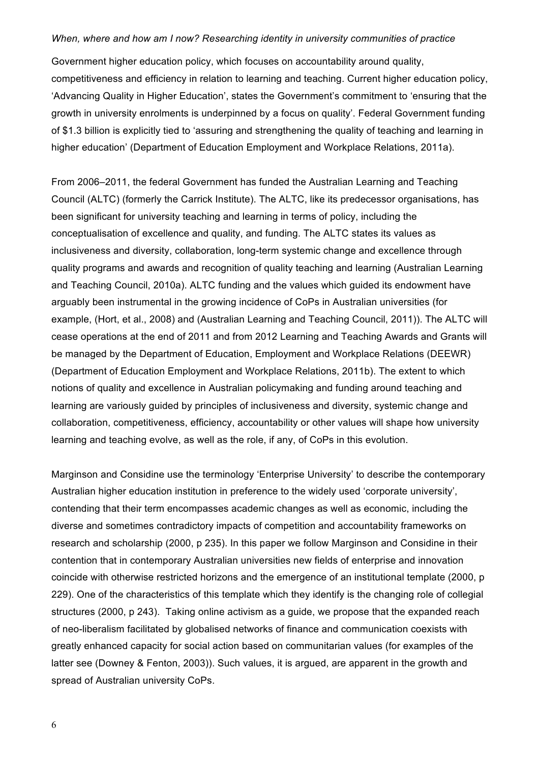Government higher education policy, which focuses on accountability around quality, competitiveness and efficiency in relation to learning and teaching. Current higher education policy, 'Advancing Quality in Higher Education', states the Government's commitment to 'ensuring that the growth in university enrolments is underpinned by a focus on quality'. Federal Government funding of $1.3 billion is explicitly tied to 'assuring and strengthening the quality of teaching and learning in higher education' (Department of Education Employment and Workplace Relations, 2011a).

From 2006–2011, the federal Government has funded the Australian Learning and Teaching Council (ALTC) (formerly the Carrick Institute). The ALTC, like its predecessor organisations, has been significant for university teaching and learning in terms of policy, including the conceptualisation of excellence and quality, and funding. The ALTC states its values as inclusiveness and diversity, collaboration, long-term systemic change and excellence through quality programs and awards and recognition of quality teaching and learning (Australian Learning and Teaching Council, 2010a). ALTC funding and the values which guided its endowment have arguably been instrumental in the growing incidence of CoPs in Australian universities (for example, (Hort, et al., 2008) and (Australian Learning and Teaching Council, 2011)). The ALTC will cease operations at the end of 2011 and from 2012 Learning and Teaching Awards and Grants will be managed by the Department of Education, Employment and Workplace Relations (DEEWR) (Department of Education Employment and Workplace Relations, 2011b). The extent to which notions of quality and excellence in Australian policymaking and funding around teaching and learning are variously guided by principles of inclusiveness and diversity, systemic change and collaboration, competitiveness, efficiency, accountability or other values will shape how university learning and teaching evolve, as well as the role, if any, of CoPs in this evolution.

Marginson and Considine use the terminology 'Enterprise University' to describe the contemporary Australian higher education institution in preference to the widely used 'corporate university', contending that their term encompasses academic changes as well as economic, including the diverse and sometimes contradictory impacts of competition and accountability frameworks on research and scholarship (2000, p 235). In this paper we follow Marginson and Considine in their contention that in contemporary Australian universities new fields of enterprise and innovation coincide with otherwise restricted horizons and the emergence of an institutional template (2000, p 229). One of the characteristics of this template which they identify is the changing role of collegial structures (2000, p 243). Taking online activism as a guide, we propose that the expanded reach of neo-liberalism facilitated by globalised networks of finance and communication coexists with greatly enhanced capacity for social action based on communitarian values (for examples of the latter see (Downey & Fenton, 2003)). Such values, it is argued, are apparent in the growth and spread of Australian university CoPs.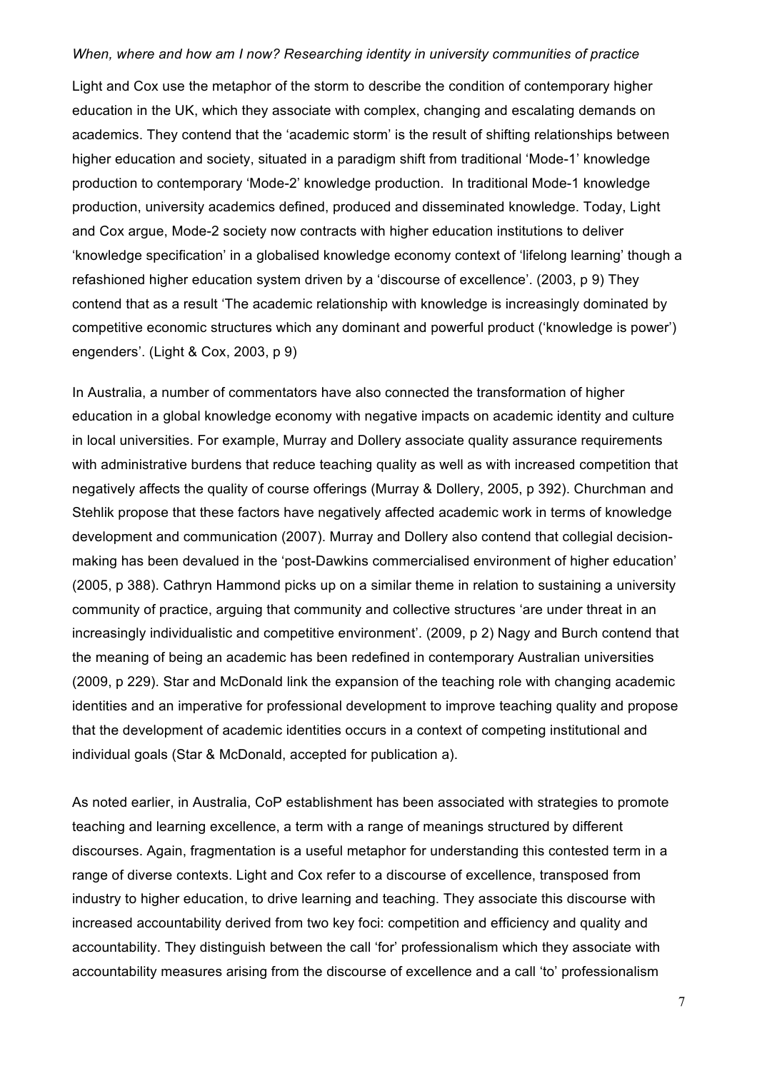*When, where and how am I now? Researching identity in university communities of practice*

Light and Cox use the metaphor of the storm to describe the condition of contemporary higher education in the UK, which they associate with complex, changing and escalating demands on academics. They contend that the 'academic storm' is the result of shifting relationships between higher education and society, situated in a paradigm shift from traditional 'Mode-1' knowledge production to contemporary 'Mode-2' knowledge production. In traditional Mode-1 knowledge production, university academics defined, produced and disseminated knowledge. Today, Light and Cox argue, Mode-2 society now contracts with higher education institutions to deliver 'knowledge specification' in a globalised knowledge economy context of 'lifelong learning' though a refashioned higher education system driven by a 'discourse of excellence'. (2003, p 9) They contend that as a result 'The academic relationship with knowledge is increasingly dominated by competitive economic structures which any dominant and powerful product ('knowledge is power') engenders'. (Light & Cox, 2003, p 9)

In Australia, a number of commentators have also connected the transformation of higher education in a global knowledge economy with negative impacts on academic identity and culture in local universities. For example, Murray and Dollery associate quality assurance requirements with administrative burdens that reduce teaching quality as well as with increased competition that negatively affects the quality of course offerings (Murray & Dollery, 2005, p 392). Churchman and Stehlik propose that these factors have negatively affected academic work in terms of knowledge development and communication (2007). Murray and Dollery also contend that collegial decision-making has been devalued in the 'post-Dawkins commercialised environment of higher education' (2005, p 388). Cathryn Hammond picks up on a similar theme in relation to sustaining a university community of practice, arguing that community and collective structures 'are under threat in an increasingly individualistic and competitive environment'. (2009, p 2) Nagy and Burch contend that the meaning of being an academic has been redefined in contemporary Australian universities (2009, p 229). Star and McDonald link the expansion of the teaching role with changing academic identities and an imperative for professional development to improve teaching quality and propose that the development of academic identities occurs in a context of competing institutional and individual goals (Star & McDonald, accepted for publication a).

As noted earlier, in Australia, CoP establishment has been associated with strategies to promote teaching and learning excellence, a term with a range of meanings structured by different discourses. Again, fragmentation is a useful metaphor for understanding this contested term in a range of diverse contexts. Light and Cox refer to a discourse of excellence, transposed from industry to higher education, to drive learning and teaching. They associate this discourse with increased accountability derived from two key foci: competition and efficiency and quality and accountability. They distinguish between the call 'for' professionalism which they associate with accountability measures arising from the discourse of excellence and a call 'to' professionalism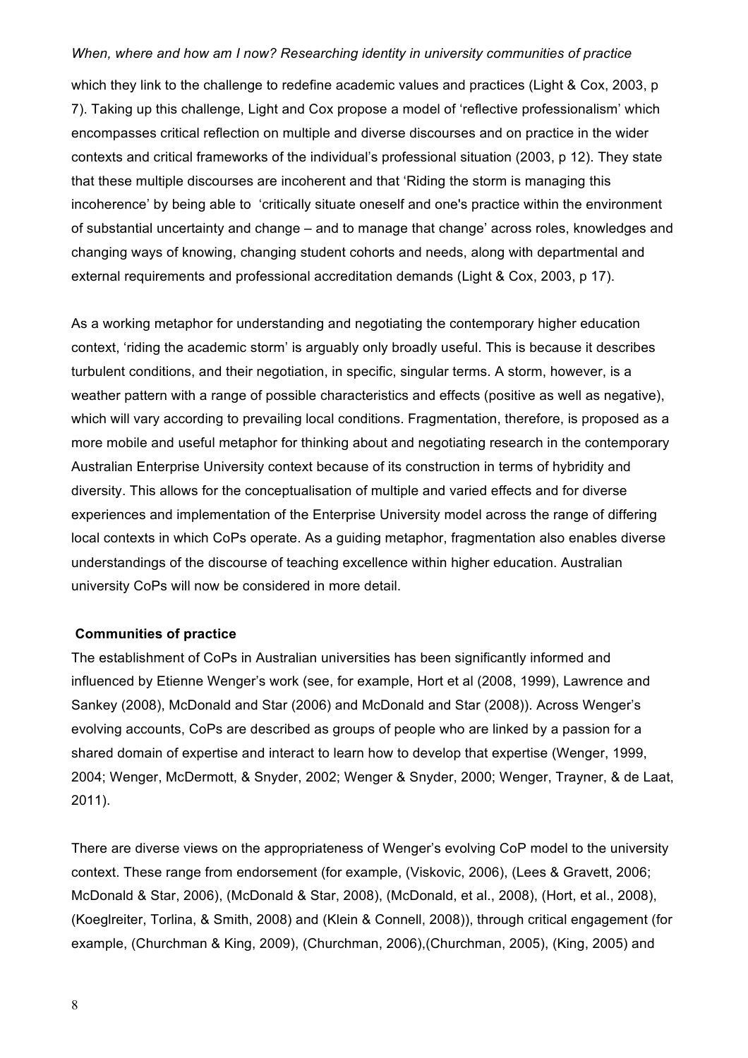which they link to the challenge to redefine academic values and practices (Light & Cox, 2003, p 7). Taking up this challenge, Light and Cox propose a model of 'reflective professionalism' which encompasses critical reflection on multiple and diverse discourses and on practice in the wider contexts and critical frameworks of the individual's professional situation (2003, p 12). They state that these multiple discourses are incoherent and that 'Riding the storm is managing this incoherence' by being able to 'critically situate oneself and one's practice within the environment of substantial uncertainty and change – and to manage that change' across roles, knowledges and changing ways of knowing, changing student cohorts and needs, along with departmental and external requirements and professional accreditation demands (Light & Cox, 2003, p 17).

As a working metaphor for understanding and negotiating the contemporary higher education context, 'riding the academic storm' is arguably only broadly useful. This is because it describes turbulent conditions, and their negotiation, in specific, singular terms. A storm, however, is a weather pattern with a range of possible characteristics and effects (positive as well as negative), which will vary according to prevailing local conditions. Fragmentation, therefore, is proposed as a more mobile and useful metaphor for thinking about and negotiating research in the contemporary Australian Enterprise University context because of its construction in terms of hybridity and diversity. This allows for the conceptualisation of multiple and varied effects and for diverse experiences and implementation of the Enterprise University model across the range of differing local contexts in which CoPs operate. As a guiding metaphor, fragmentation also enables diverse understandings of the discourse of teaching excellence within higher education. Australian university CoPs will now be considered in more detail.

## Communities of practice

The establishment of CoPs in Australian universities has been significantly informed and influenced by Etienne Wenger's work (see, for example, Hort et al (2008, 1999), Lawrence and Sankey (2008), McDonald and Star (2006) and McDonald and Star (2008)). Across Wenger's evolving accounts, CoPs are described as groups of people who are linked by a passion for a shared domain of expertise and interact to learn how to develop that expertise (Wenger, 1999, 2004; Wenger, McDermott, & Snyder, 2002; Wenger & Snyder, 2000; Wenger, Trayner, & de Laat, 2011).

There are diverse views on the appropriateness of Wenger's evolving CoP model to the university context. These range from endorsement (for example, (Viskovic, 2006), (Lees & Gravett, 2006; McDonald & Star, 2006), (McDonald & Star, 2008), (McDonald, et al., 2008), (Hort, et al., 2008), (Koeglreiter, Torlina, & Smith, 2008) and (Klein & Connell, 2008)), through critical engagement (for example, (Churchman & King, 2009), (Churchman, 2006),(Churchman, 2005), (King, 2005) and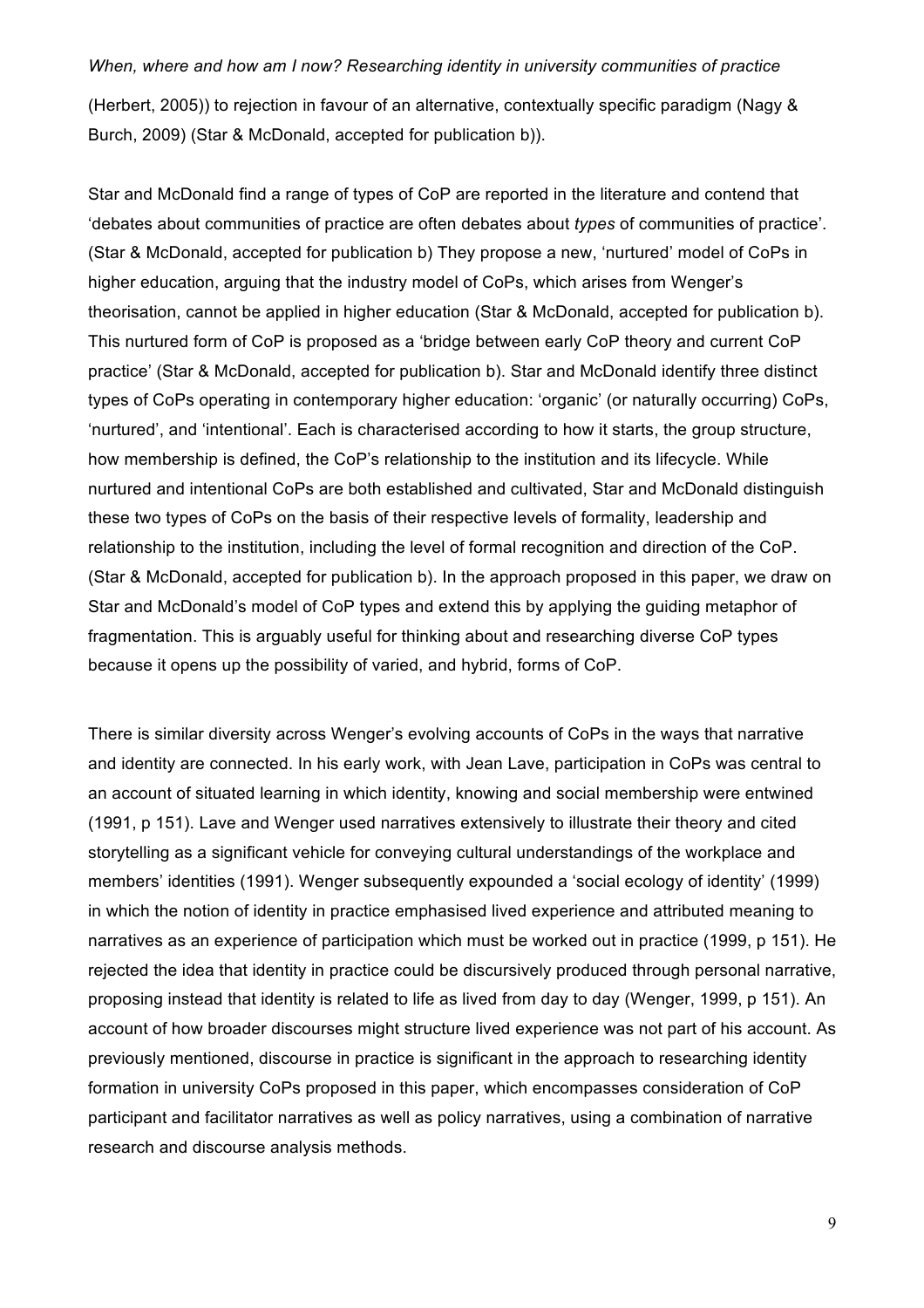(Herbert, 2005)) to rejection in favour of an alternative, contextually specific paradigm (Nagy & Burch, 2009) (Star & McDonald, accepted for publication b)).

Star and McDonald find a range of types of CoP are reported in the literature and contend that 'debates about communities of practice are often debates about *types* of communities of practice'. (Star & McDonald, accepted for publication b) They propose a new, 'nurtured' model of CoPs in higher education, arguing that the industry model of CoPs, which arises from Wenger's theorisation, cannot be applied in higher education (Star & McDonald, accepted for publication b). This nurtured form of CoP is proposed as a 'bridge between early CoP theory and current CoP practice' (Star & McDonald, accepted for publication b). Star and McDonald identify three distinct types of CoPs operating in contemporary higher education: 'organic' (or naturally occurring) CoPs, 'nurtured', and 'intentional'. Each is characterised according to how it starts, the group structure, how membership is defined, the CoP's relationship to the institution and its lifecycle. While nurtured and intentional CoPs are both established and cultivated, Star and McDonald distinguish these two types of CoPs on the basis of their respective levels of formality, leadership and relationship to the institution, including the level of formal recognition and direction of the CoP. (Star & McDonald, accepted for publication b). In the approach proposed in this paper, we draw on Star and McDonald's model of CoP types and extend this by applying the guiding metaphor of fragmentation. This is arguably useful for thinking about and researching diverse CoP types because it opens up the possibility of varied, and hybrid, forms of CoP.

There is similar diversity across Wenger's evolving accounts of CoPs in the ways that narrative and identity are connected. In his early work, with Jean Lave, participation in CoPs was central to an account of situated learning in which identity, knowing and social membership were entwined (1991, p 151). Lave and Wenger used narratives extensively to illustrate their theory and cited storytelling as a significant vehicle for conveying cultural understandings of the workplace and members' identities (1991). Wenger subsequently expounded a 'social ecology of identity' (1999) in which the notion of identity in practice emphasised lived experience and attributed meaning to narratives as an experience of participation which must be worked out in practice (1999, p 151). He rejected the idea that identity in practice could be discursively produced through personal narrative, proposing instead that identity is related to life as lived from day to day (Wenger, 1999, p 151). An account of how broader discourses might structure lived experience was not part of his account. As previously mentioned, discourse in practice is significant in the approach to researching identity formation in university CoPs proposed in this paper, which encompasses consideration of CoP participant and facilitator narratives as well as policy narratives, using a combination of narrative research and discourse analysis methods.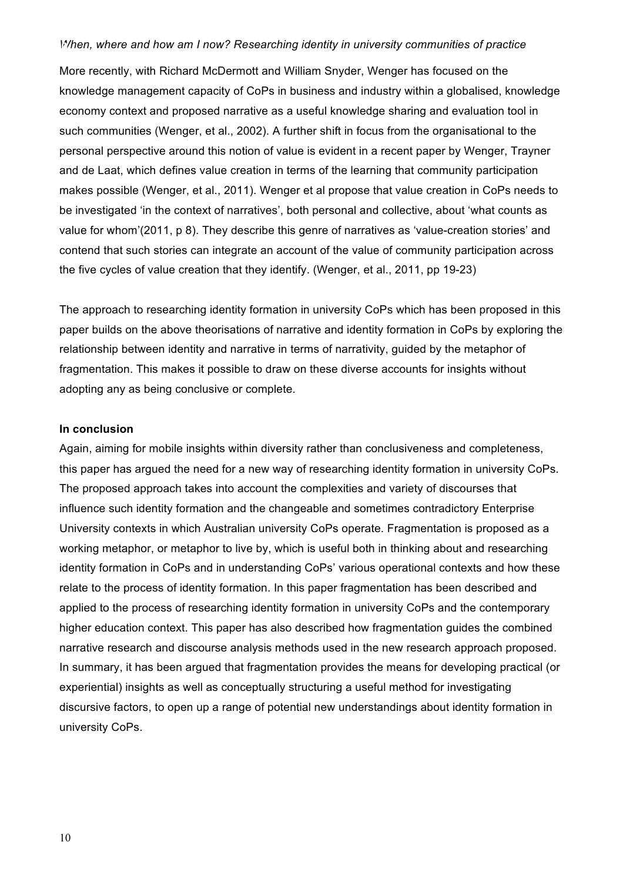More recently, with Richard McDermott and William Snyder, Wenger has focused on the knowledge management capacity of CoPs in business and industry within a globalised, knowledge economy context and proposed narrative as a useful knowledge sharing and evaluation tool in such communities (Wenger, et al., 2002). A further shift in focus from the organisational to the personal perspective around this notion of value is evident in a recent paper by Wenger, Trayner and de Laat, which defines value creation in terms of the learning that community participation makes possible (Wenger, et al., 2011). Wenger et al propose that value creation in CoPs needs to be investigated 'in the context of narratives', both personal and collective, about 'what counts as value for whom'(2011, p 8). They describe this genre of narratives as 'value-creation stories' and contend that such stories can integrate an account of the value of community participation across the five cycles of value creation that they identify. (Wenger, et al., 2011, pp 19-23)

The approach to researching identity formation in university CoPs which has been proposed in this paper builds on the above theorisations of narrative and identity formation in CoPs by exploring the relationship between identity and narrative in terms of narrativity, guided by the metaphor of fragmentation. This makes it possible to draw on these diverse accounts for insights without adopting any as being conclusive or complete.

**In conclusion**

Again, aiming for mobile insights within diversity rather than conclusiveness and completeness, this paper has argued the need for a new way of researching identity formation in university CoPs. The proposed approach takes into account the complexities and variety of discourses that influence such identity formation and the changeable and sometimes contradictory Enterprise University contexts in which Australian university CoPs operate. Fragmentation is proposed as a working metaphor, or metaphor to live by, which is useful both in thinking about and researching identity formation in CoPs and in understanding CoPs' various operational contexts and how these relate to the process of identity formation. In this paper fragmentation has been described and applied to the process of researching identity formation in university CoPs and the contemporary higher education context. This paper has also described how fragmentation guides the combined narrative research and discourse analysis methods used in the new research approach proposed. In summary, it has been argued that fragmentation provides the means for developing practical (or experiential) insights as well as conceptually structuring a useful method for investigating discursive factors, to open up a range of potential new understandings about identity formation in university CoPs.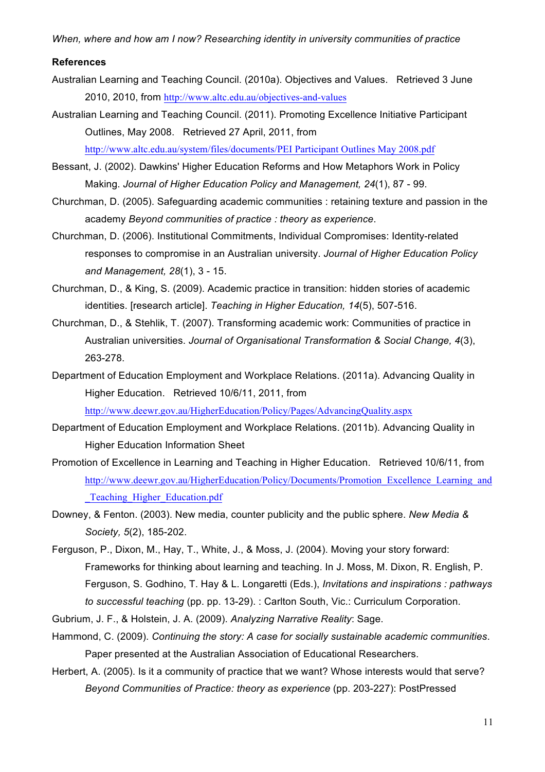**References**

Australian Learning and Teaching Council. (2010a). Objectives and Values. Retrieved 3 June 2010, 2010, from http://www.altc.edu.au/objectives-and-values

Australian Learning and Teaching Council. (2011). Promoting Excellence Initiative Participant Outlines, May 2008. Retrieved 27 April, 2011, from http://www.altc.edu.au/system/files/documents/PEI Participant Outlines May 2008.pdf

Bessant, J. (2002). Dawkins' Higher Education Reforms and How Metaphors Work in Policy Making. *Journal of Higher Education Policy and Management, 24*(1), 87 - 99.

Churchman, D. (2005). Safeguarding academic communities : retaining texture and passion in the academy *Beyond communities of practice : theory as experience*.

Churchman, D. (2006). Institutional Commitments, Individual Compromises: Identity-related responses to compromise in an Australian university. *Journal of Higher Education Policy and Management, 28*(1), 3 - 15.

Churchman, D., & King, S. (2009). Academic practice in transition: hidden stories of academic identities. [research article]. *Teaching in Higher Education, 14*(5), 507-516.

Churchman, D., & Stehlik, T. (2007). Transforming academic work: Communities of practice in Australian universities. *Journal of Organisational Transformation & Social Change, 4*(3), 263-278.

Department of Education Employment and Workplace Relations. (2011a). Advancing Quality in Higher Education. Retrieved 10/6/11, 2011, from http://www.deewr.gov.au/HigherEducation/Policy/Pages/AdvancingQuality.aspx

Department of Education Employment and Workplace Relations. (2011b). Advancing Quality in Higher Education Information Sheet

Promotion of Excellence in Learning and Teaching in Higher Education. Retrieved 10/6/11, from http://www.deewr.gov.au/HigherEducation/Policy/Documents/Promotion_Excellence_Learning_and_Teaching_Higher_Education.pdf

Downey, & Fenton. (2003). New media, counter publicity and the public sphere. *New Media & Society, 5*(2), 185-202.

Ferguson, P., Dixon, M., Hay, T., White, J., & Moss, J. (2004). Moving your story forward: Frameworks for thinking about learning and teaching. In J. Moss, M. Dixon, R. English, P. Ferguson, S. Godhino, T. Hay & L. Longaretti (Eds.), *Invitations and inspirations : pathways to successful teaching* (pp. pp. 13-29). : Carlton South, Vic.: Curriculum Corporation.

Gubrium, J. F., & Holstein, J. A. (2009). *Analyzing Narrative Reality*: Sage.

Hammond, C. (2009). *Continuing the story: A case for socially sustainable academic communities*. Paper presented at the Australian Association of Educational Researchers.

Herbert, A. (2005). Is it a community of practice that we want? Whose interests would that serve? *Beyond Communities of Practice: theory as experience* (pp. 203-227): PostPressed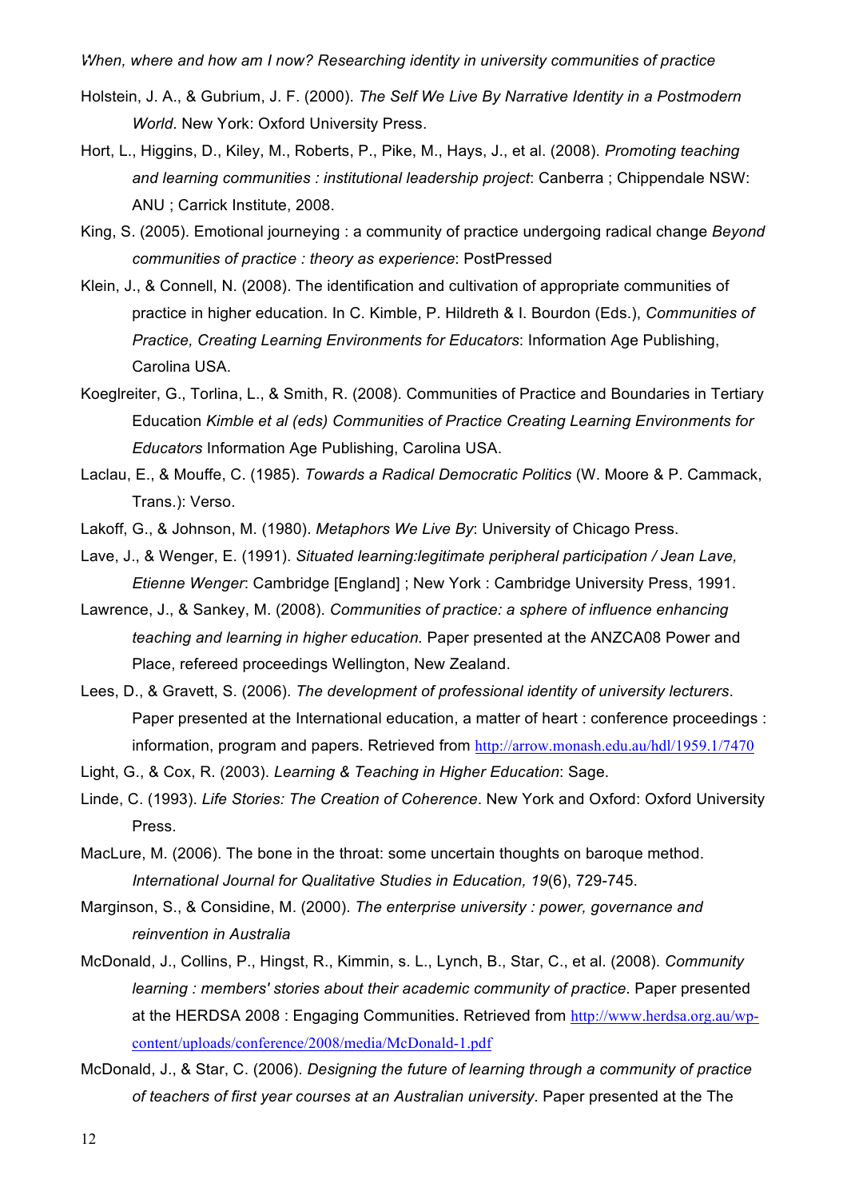Holstein, J. A., & Gubrium, J. F. (2000). *The Self We Live By Narrative Identity in a Postmodern World*. New York: Oxford University Press.

Hort, L., Higgins, D., Kiley, M., Roberts, P., Pike, M., Hays, J., et al. (2008). *Promoting teaching and learning communities : institutional leadership project*: Canberra ; Chippendale NSW: ANU ; Carrick Institute, 2008.

King, S. (2005). Emotional journeying : a community of practice undergoing radical change *Beyond communities of practice : theory as experience*: PostPressed

Klein, J., & Connell, N. (2008). The identification and cultivation of appropriate communities of practice in higher education. In C. Kimble, P. Hildreth & I. Bourdon (Eds.), *Communities of Practice, Creating Learning Environments for Educators*: Information Age Publishing, Carolina USA.

Koeglreiter, G., Torlina, L., & Smith, R. (2008). Communities of Practice and Boundaries in Tertiary Education *Kimble et al (eds) Communities of Practice Creating Learning Environments for Educators* Information Age Publishing, Carolina USA.

Laclau, E., & Mouffe, C. (1985). *Towards a Radical Democratic Politics* (W. Moore & P. Cammack, Trans.): Verso.

Lakoff, G., & Johnson, M. (1980). *Metaphors We Live By*: University of Chicago Press.

Lave, J., & Wenger, E. (1991). *Situated learning:legitimate peripheral participation / Jean Lave, Etienne Wenger*: Cambridge [England] ; New York : Cambridge University Press, 1991.

Lawrence, J., & Sankey, M. (2008). *Communities of practice: a sphere of influence enhancing teaching and learning in higher education.* Paper presented at the ANZCA08 Power and Place, refereed proceedings Wellington, New Zealand.

Lees, D., & Gravett, S. (2006). *The development of professional identity of university lecturers*. Paper presented at the International education, a matter of heart : conference proceedings : information, program and papers. Retrieved from http://arrow.monash.edu.au/hdl/1959.1/7470

Light, G., & Cox, R. (2003). *Learning & Teaching in Higher Education*: Sage.

Linde, C. (1993). *Life Stories: The Creation of Coherence*. New York and Oxford: Oxford University Press.

MacLure, M. (2006). The bone in the throat: some uncertain thoughts on baroque method. *International Journal for Qualitative Studies in Education, 19*(6), 729-745.

Marginson, S., & Considine, M. (2000). *The enterprise university : power, governance and reinvention in Australia*

McDonald, J., Collins, P., Hingst, R., Kimmin, s. L., Lynch, B., Star, C., et al. (2008). *Community learning : members' stories about their academic community of practice*. Paper presented at the HERDSA 2008 : Engaging Communities. Retrieved from http://www.herdsa.org.au/wp-content/uploads/conference/2008/media/McDonald-1.pdf

McDonald, J., & Star, C. (2006). *Designing the future of learning through a community of practice of teachers of first year courses at an Australian university*. Paper presented at the The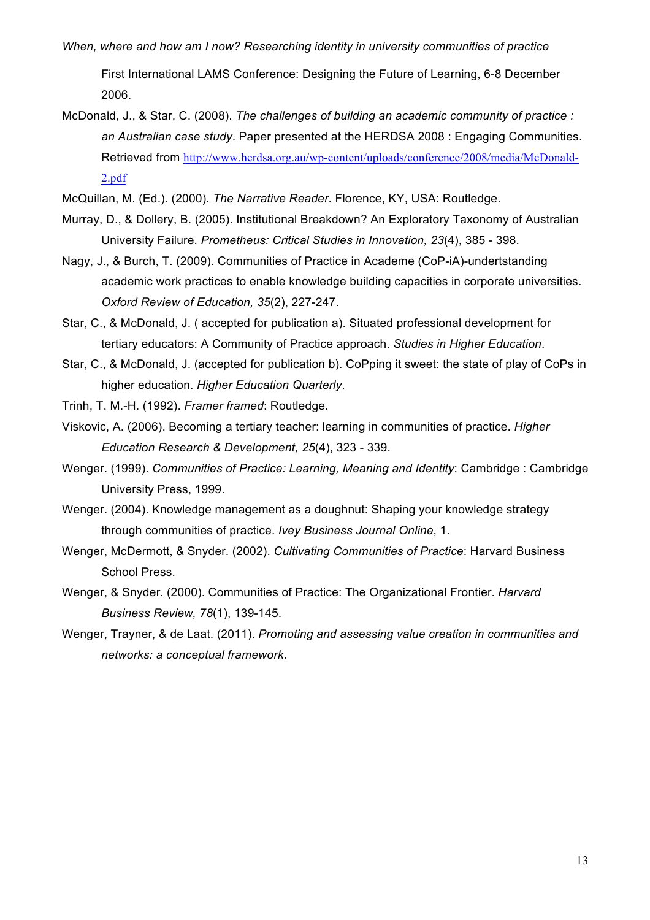First International LAMS Conference: Designing the Future of Learning, 6-8 December 2006.

McDonald, J., & Star, C. (2008). *The challenges of building an academic community of practice : an Australian case study*. Paper presented at the HERDSA 2008 : Engaging Communities. Retrieved from http://www.herdsa.org.au/wp-content/uploads/conference/2008/media/McDonald-2.pdf

McQuillan, M. (Ed.). (2000). *The Narrative Reader*. Florence, KY, USA: Routledge.

Murray, D., & Dollery, B. (2005). Institutional Breakdown? An Exploratory Taxonomy of Australian University Failure. *Prometheus: Critical Studies in Innovation, 23*(4), 385 - 398.

Nagy, J., & Burch, T. (2009). Communities of Practice in Academe (CoP-iA)-undertstanding academic work practices to enable knowledge building capacities in corporate universities. *Oxford Review of Education, 35*(2), 227-247.

Star, C., & McDonald, J. ( accepted for publication a). Situated professional development for tertiary educators: A Community of Practice approach. *Studies in Higher Education*.

Star, C., & McDonald, J. (accepted for publication b). CoPping it sweet: the state of play of CoPs in higher education. *Higher Education Quarterly*.

Trinh, T. M.-H. (1992). *Framer framed*: Routledge.

Viskovic, A. (2006). Becoming a tertiary teacher: learning in communities of practice. *Higher Education Research & Development, 25*(4), 323 - 339.

Wenger. (1999). *Communities of Practice: Learning, Meaning and Identity*: Cambridge : Cambridge University Press, 1999.

Wenger. (2004). Knowledge management as a doughnut: Shaping your knowledge strategy through communities of practice. *Ivey Business Journal Online*, 1.

Wenger, McDermott, & Snyder. (2002). *Cultivating Communities of Practice*: Harvard Business School Press.

Wenger, & Snyder. (2000). Communities of Practice: The Organizational Frontier. *Harvard Business Review, 78*(1), 139-145.

Wenger, Trayner, & de Laat. (2011). *Promoting and assessing value creation in communities and networks: a conceptual framework*.